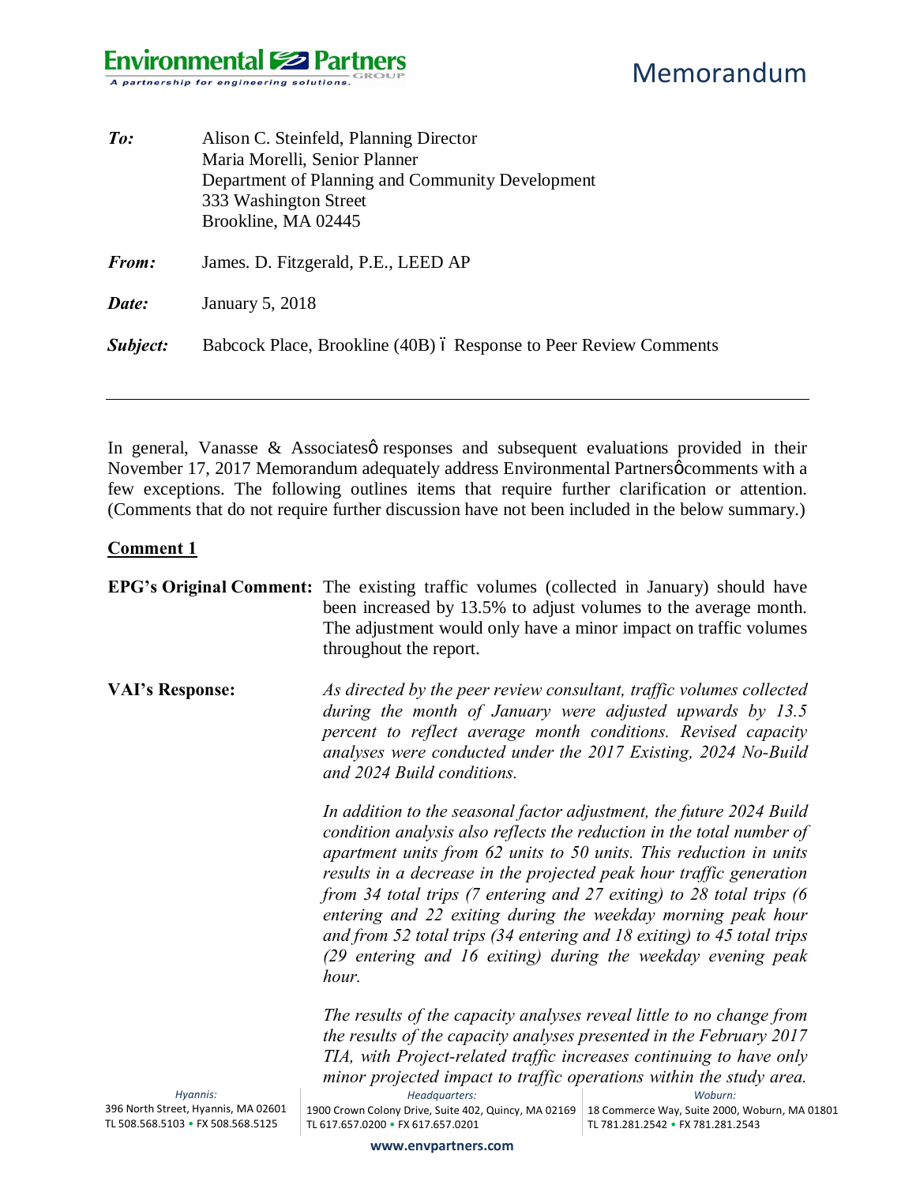Environmental Partners GROUP
A partnership for engineering solutions.

# Memorandum

| | |
|---|---|
| ***To:*** | Alison C. Steinfeld, Planning Director<br>Maria Morelli, Senior Planner<br>Department of Planning and Community Development<br>333 Washington Street<br>Brookline, MA 02445 |
| ***From:*** | James. D. Fitzgerald, P.E., LEED AP |
| ***Date:*** | January 5, 2018 |
| ***Subject:*** | Babcock Place, Brookline (40B) – Response to Peer Review Comments |

---

In general, Vanasse & Associates' responses and subsequent evaluations provided in their November 17, 2017 Memorandum adequately address Environmental Partners' comments with a few exceptions. The following outlines items that require further clarification or attention. (Comments that do not require further discussion have not been included in the below summary.)

## Comment 1

**EPG's Original Comment:** The existing traffic volumes (collected in January) should have been increased by 13.5% to adjust volumes to the average month. The adjustment would only have a minor impact on traffic volumes throughout the report.

**VAI's Response:** *As directed by the peer review consultant, traffic volumes collected during the month of January were adjusted upwards by 13.5 percent to reflect average month conditions. Revised capacity analyses were conducted under the 2017 Existing, 2024 No-Build and 2024 Build conditions.*

*In addition to the seasonal factor adjustment, the future 2024 Build condition analysis also reflects the reduction in the total number of apartment units from 62 units to 50 units. This reduction in units results in a decrease in the projected peak hour traffic generation from 34 total trips (7 entering and 27 exiting) to 28 total trips (6 entering and 22 exiting during the weekday morning peak hour and from 52 total trips (34 entering and 18 exiting) to 45 total trips (29 entering and 16 exiting) during the weekday evening peak hour.*

*The results of the capacity analyses reveal little to no change from the results of the capacity analyses presented in the February 2017 TIA, with Project-related traffic increases continuing to have only minor projected impact to traffic operations within the study area.*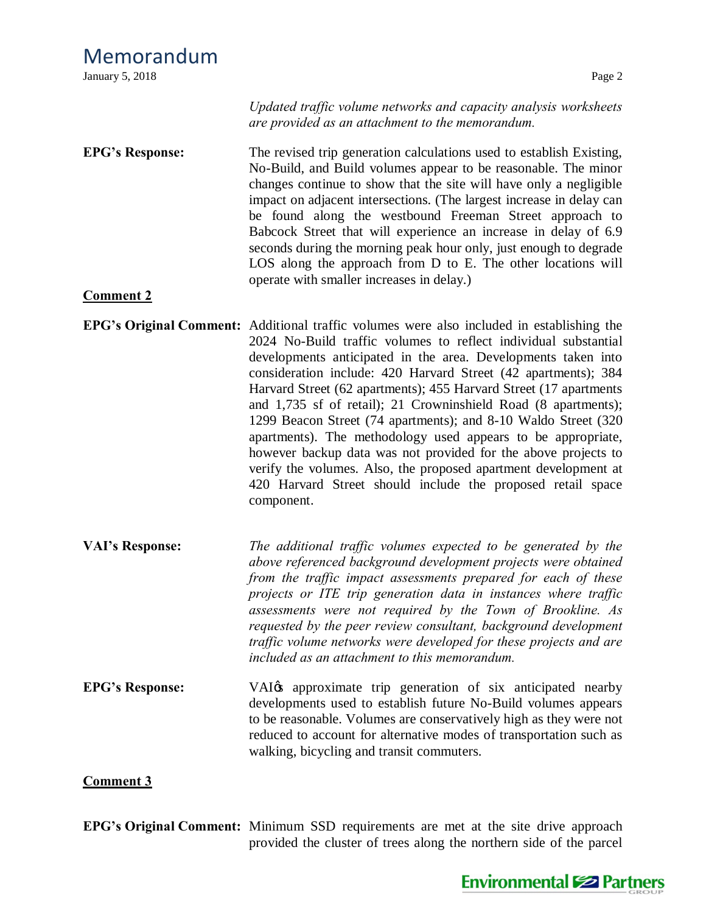*Updated traffic volume networks and capacity analysis worksheets are provided as an attachment to the memorandum.*

**EPG's Response:** The revised trip generation calculations used to establish Existing, No-Build, and Build volumes appear to be reasonable. The minor changes continue to show that the site will have only a negligible impact on adjacent intersections. (The largest increase in delay can be found along the westbound Freeman Street approach to Babcock Street that will experience an increase in delay of 6.9 seconds during the morning peak hour only, just enough to degrade LOS along the approach from D to E. The other locations will operate with smaller increases in delay.)

**Comment 2**

**EPG's Original Comment:** Additional traffic volumes were also included in establishing the 2024 No-Build traffic volumes to reflect individual substantial developments anticipated in the area. Developments taken into consideration include: 420 Harvard Street (42 apartments); 384 Harvard Street (62 apartments); 455 Harvard Street (17 apartments and 1,735 sf of retail); 21 Crowninshield Road (8 apartments); 1299 Beacon Street (74 apartments); and 8-10 Waldo Street (320 apartments). The methodology used appears to be appropriate, however backup data was not provided for the above projects to verify the volumes. Also, the proposed apartment development at 420 Harvard Street should include the proposed retail space component.

**VAI's Response:** *The additional traffic volumes expected to be generated by the above referenced background development projects were obtained from the traffic impact assessments prepared for each of these projects or ITE trip generation data in instances where traffic assessments were not required by the Town of Brookline. As requested by the peer review consultant, background development traffic volume networks were developed for these projects and are included as an attachment to this memorandum.*

**EPG's Response:** VAI's approximate trip generation of six anticipated nearby developments used to establish future No-Build volumes appears to be reasonable. Volumes are conservatively high as they were not reduced to account for alternative modes of transportation such as walking, bicycling and transit commuters.

**Comment 3**

**EPG's Original Comment:** Minimum SSD requirements are met at the site drive approach provided the cluster of trees along the northern side of the parcel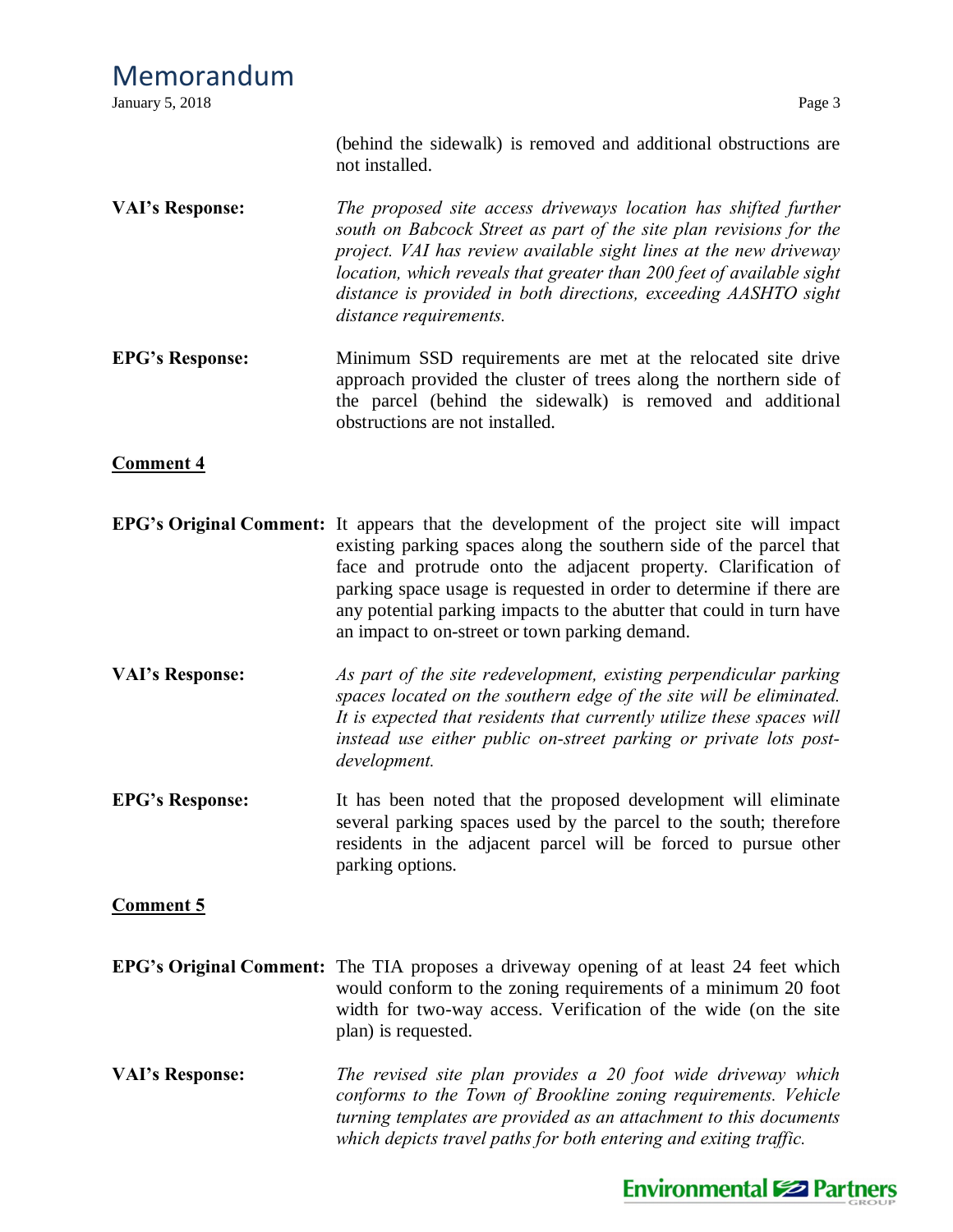(behind the sidewalk) is removed and additional obstructions are not installed.

**VAI's Response:** *The proposed site access driveways location has shifted further south on Babcock Street as part of the site plan revisions for the project. VAI has review available sight lines at the new driveway location, which reveals that greater than 200 feet of available sight distance is provided in both directions, exceeding AASHTO sight distance requirements.*

**EPG's Response:** Minimum SSD requirements are met at the relocated site drive approach provided the cluster of trees along the northern side of the parcel (behind the sidewalk) is removed and additional obstructions are not installed.

**Comment 4**

**EPG's Original Comment:** It appears that the development of the project site will impact existing parking spaces along the southern side of the parcel that face and protrude onto the adjacent property. Clarification of parking space usage is requested in order to determine if there are any potential parking impacts to the abutter that could in turn have an impact to on-street or town parking demand.

**VAI's Response:** *As part of the site redevelopment, existing perpendicular parking spaces located on the southern edge of the site will be eliminated. It is expected that residents that currently utilize these spaces will instead use either public on-street parking or private lots post-development.*

**EPG's Response:** It has been noted that the proposed development will eliminate several parking spaces used by the parcel to the south; therefore residents in the adjacent parcel will be forced to pursue other parking options.

**Comment 5**

**EPG's Original Comment:** The TIA proposes a driveway opening of at least 24 feet which would conform to the zoning requirements of a minimum 20 foot width for two-way access. Verification of the wide (on the site plan) is requested.

**VAI's Response:** *The revised site plan provides a 20 foot wide driveway which conforms to the Town of Brookline zoning requirements. Vehicle turning templates are provided as an attachment to this documents which depicts travel paths for both entering and exiting traffic.*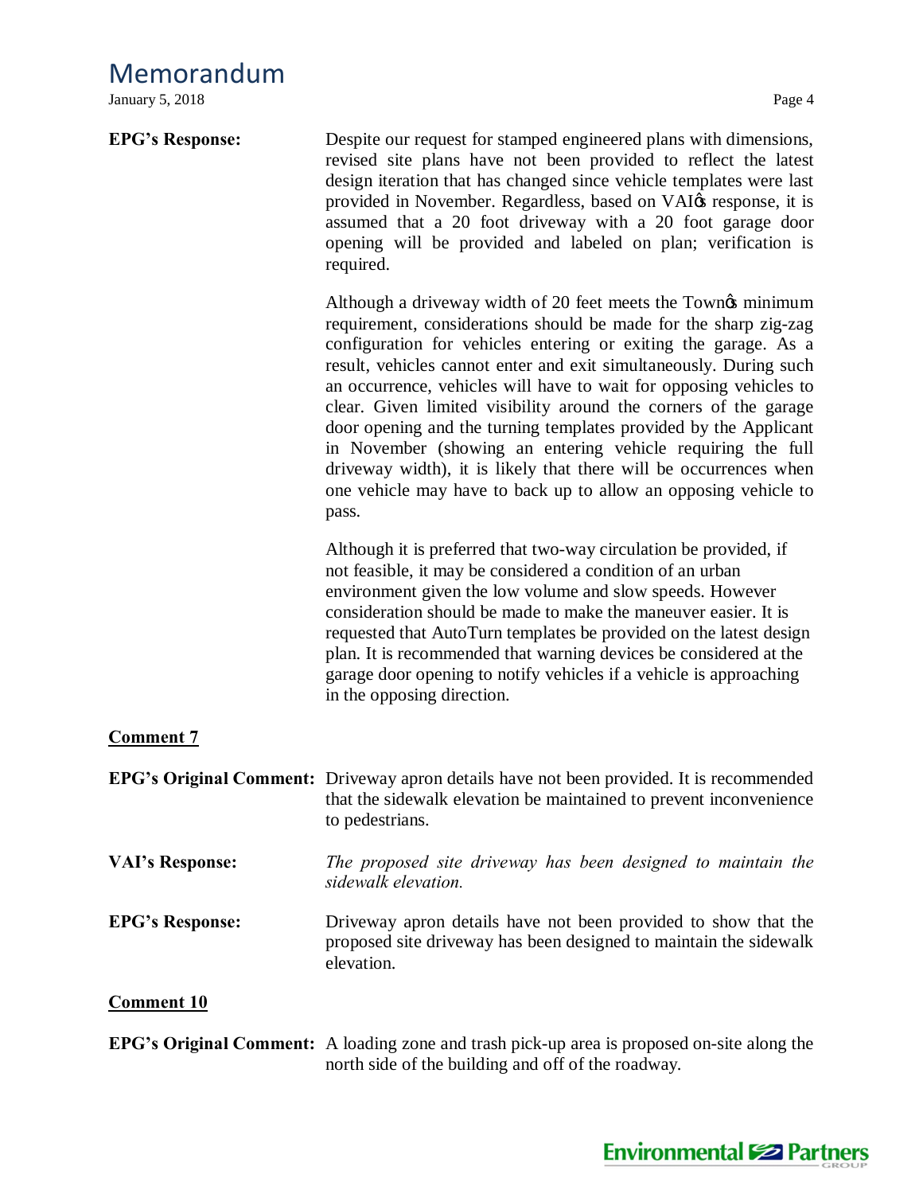**EPG's Response:** Despite our request for stamped engineered plans with dimensions, revised site plans have not been provided to reflect the latest design iteration that has changed since vehicle templates were last provided in November. Regardless, based on VAI's response, it is assumed that a 20 foot driveway with a 20 foot garage door opening will be provided and labeled on plan; verification is required.

Although a driveway width of 20 feet meets the Town's minimum requirement, considerations should be made for the sharp zig-zag configuration for vehicles entering or exiting the garage. As a result, vehicles cannot enter and exit simultaneously. During such an occurrence, vehicles will have to wait for opposing vehicles to clear. Given limited visibility around the corners of the garage door opening and the turning templates provided by the Applicant in November (showing an entering vehicle requiring the full driveway width), it is likely that there will be occurrences when one vehicle may have to back up to allow an opposing vehicle to pass.

Although it is preferred that two-way circulation be provided, if not feasible, it may be considered a condition of an urban environment given the low volume and slow speeds. However consideration should be made to make the maneuver easier. It is requested that AutoTurn templates be provided on the latest design plan. It is recommended that warning devices be considered at the garage door opening to notify vehicles if a vehicle is approaching in the opposing direction.

## Comment 7

**EPG's Original Comment:** Driveway apron details have not been provided. It is recommended that the sidewalk elevation be maintained to prevent inconvenience to pedestrians.

**VAI's Response:** *The proposed site driveway has been designed to maintain the sidewalk elevation.*

**EPG's Response:** Driveway apron details have not been provided to show that the proposed site driveway has been designed to maintain the sidewalk elevation.

## Comment 10

**EPG's Original Comment:** A loading zone and trash pick-up area is proposed on-site along the north side of the building and off of the roadway.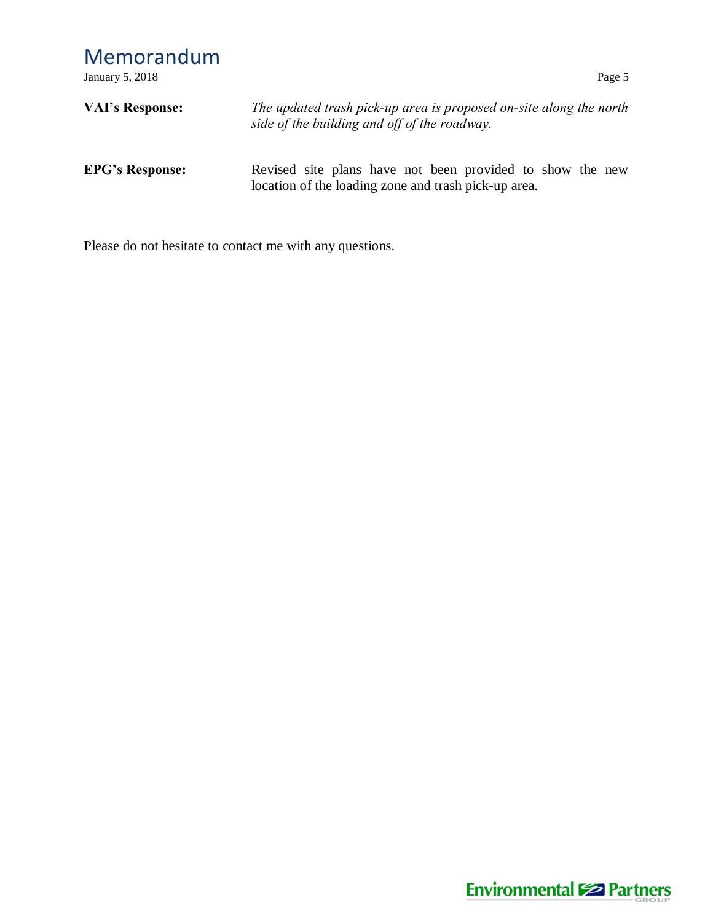**VAI's Response:** *The updated trash pick-up area is proposed on-site along the north side of the building and off of the roadway.*

**EPG's Response:** Revised site plans have not been provided to show the new location of the loading zone and trash pick-up area.

Please do not hesitate to contact me with any questions.